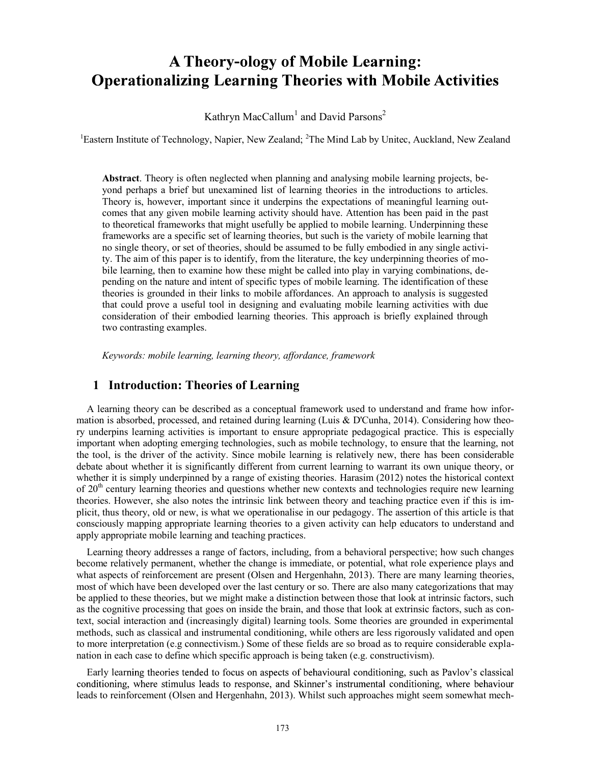# A Theory-ology of Mobile Learning: Operationalizing Learning Theories with Mobile Activities

Kathryn MacCallum[1] and David Parsons[2]

[1]Eastern Institute of Technology, Napier, New Zealand; [2]The Mind Lab by Unitec, Auckland, New Zealand

**Abstract**. Theory is often neglected when planning and analysing mobile learning projects, beyond perhaps a brief but unexamined list of learning theories in the introductions to articles. Theory is, however, important since it underpins the expectations of meaningful learning outcomes that any given mobile learning activity should have. Attention has been paid in the past to theoretical frameworks that might usefully be applied to mobile learning. Underpinning these frameworks are a specific set of learning theories, but such is the variety of mobile learning that no single theory, or set of theories, should be assumed to be fully embodied in any single activity. The aim of this paper is to identify, from the literature, the key underpinning theories of mobile learning, then to examine how these might be called into play in varying combinations, depending on the nature and intent of specific types of mobile learning. The identification of these theories is grounded in their links to mobile affordances. An approach to analysis is suggested that could prove a useful tool in designing and evaluating mobile learning activities with due consideration of their embodied learning theories. This approach is briefly explained through two contrasting examples.

*Keywords: mobile learning, learning theory, affordance, framework*

## 1 Introduction: Theories of Learning

A learning theory can be described as a conceptual framework used to understand and frame how information is absorbed, processed, and retained during learning (Luis & D'Cunha, 2014). Considering how theory underpins learning activities is important to ensure appropriate pedagogical practice. This is especially important when adopting emerging technologies, such as mobile technology, to ensure that the learning, not the tool, is the driver of the activity. Since mobile learning is relatively new, there has been considerable debate about whether it is significantly different from current learning to warrant its own unique theory, or whether it is simply underpinned by a range of existing theories. Harasim (2012) notes the historical context of 20th century learning theories and questions whether new contexts and technologies require new learning theories. However, she also notes the intrinsic link between theory and teaching practice even if this is implicit, thus theory, old or new, is what we operationalise in our pedagogy. The assertion of this article is that consciously mapping appropriate learning theories to a given activity can help educators to understand and apply appropriate mobile learning and teaching practices.

Learning theory addresses a range of factors, including, from a behavioral perspective; how such changes become relatively permanent, whether the change is immediate, or potential, what role experience plays and what aspects of reinforcement are present (Olsen and Hergenhahn, 2013). There are many learning theories, most of which have been developed over the last century or so. There are also many categorizations that may be applied to these theories, but we might make a distinction between those that look at intrinsic factors, such as the cognitive processing that goes on inside the brain, and those that look at extrinsic factors, such as context, social interaction and (increasingly digital) learning tools. Some theories are grounded in experimental methods, such as classical and instrumental conditioning, while others are less rigorously validated and open to more interpretation (e.g connectivism.) Some of these fields are so broad as to require considerable explanation in each case to define which specific approach is being taken (e.g. constructivism).

Early learning theories tended to focus on aspects of behavioural conditioning, such as Pavlov's classical conditioning, where stimulus leads to response, and Skinner's instrumental conditioning, where behaviour leads to reinforcement (Olsen and Hergenhahn, 2013). Whilst such approaches might seem somewhat mech-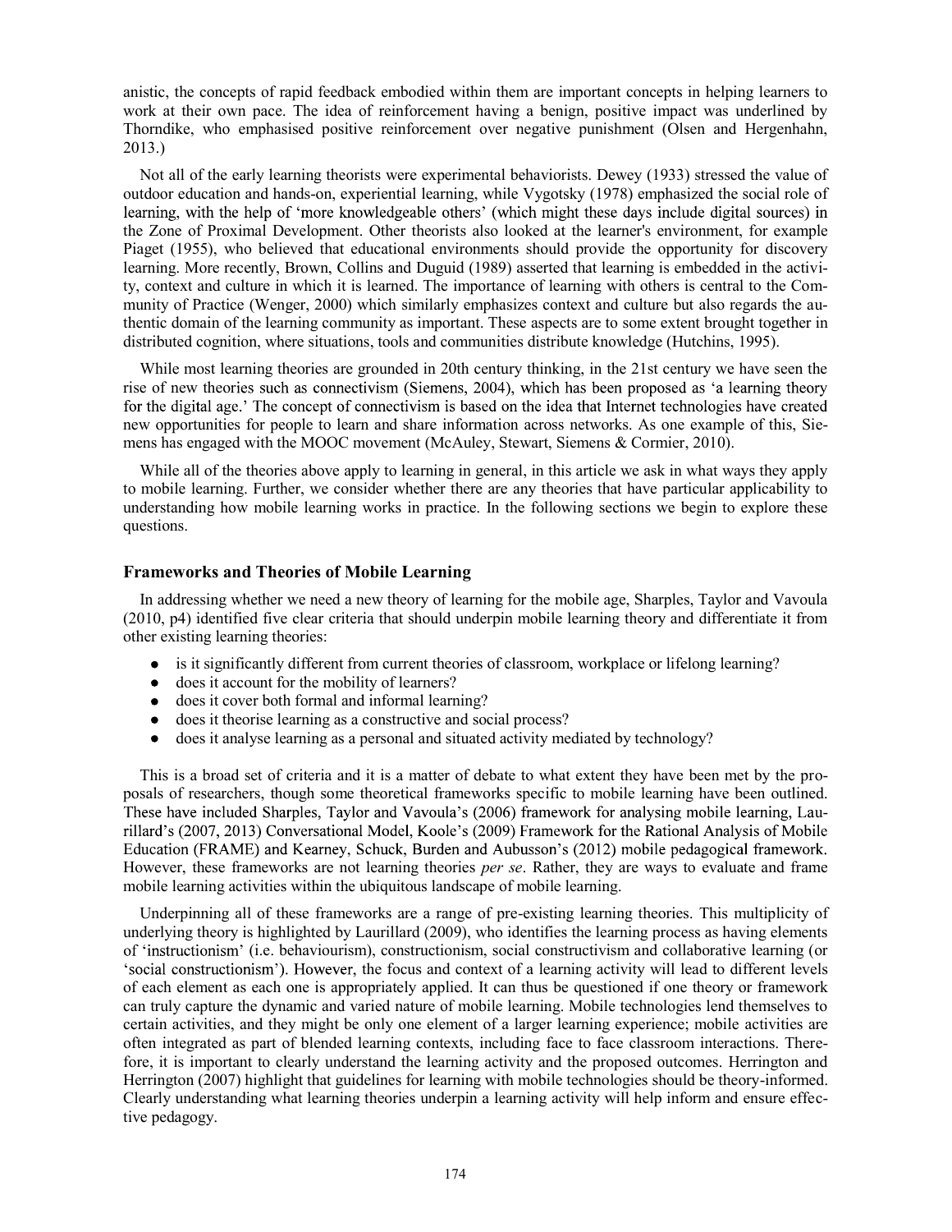anistic, the concepts of rapid feedback embodied within them are important concepts in helping learners to work at their own pace. The idea of reinforcement having a benign, positive impact was underlined by Thorndike, who emphasised positive reinforcement over negative punishment (Olsen and Hergenhahn, 2013.)

Not all of the early learning theorists were experimental behaviorists. Dewey (1933) stressed the value of outdoor education and hands-on, experiential learning, while Vygotsky (1978) emphasized the social role of learning, with the help of 'more knowledgeable others' (which might these days include digital sources) in the Zone of Proximal Development. Other theorists also looked at the learner's environment, for example Piaget (1955), who believed that educational environments should provide the opportunity for discovery learning. More recently, Brown, Collins and Duguid (1989) asserted that learning is embedded in the activity, context and culture in which it is learned. The importance of learning with others is central to the Community of Practice (Wenger, 2000) which similarly emphasizes context and culture but also regards the authentic domain of the learning community as important. These aspects are to some extent brought together in distributed cognition, where situations, tools and communities distribute knowledge (Hutchins, 1995).

While most learning theories are grounded in 20th century thinking, in the 21st century we have seen the rise of new theories such as connectivism (Siemens, 2004), which has been proposed as 'a learning theory for the digital age.' The concept of connectivism is based on the idea that Internet technologies have created new opportunities for people to learn and share information across networks. As one example of this, Siemens has engaged with the MOOC movement (McAuley, Stewart, Siemens & Cormier, 2010).

While all of the theories above apply to learning in general, in this article we ask in what ways they apply to mobile learning. Further, we consider whether there are any theories that have particular applicability to understanding how mobile learning works in practice. In the following sections we begin to explore these questions.

## Frameworks and Theories of Mobile Learning

In addressing whether we need a new theory of learning for the mobile age, Sharples, Taylor and Vavoula (2010, p4) identified five clear criteria that should underpin mobile learning theory and differentiate it from other existing learning theories:

- is it significantly different from current theories of classroom, workplace or lifelong learning?
- does it account for the mobility of learners?
- does it cover both formal and informal learning?
- does it theorise learning as a constructive and social process?
- does it analyse learning as a personal and situated activity mediated by technology?

This is a broad set of criteria and it is a matter of debate to what extent they have been met by the proposals of researchers, though some theoretical frameworks specific to mobile learning have been outlined. These have included Sharples, Taylor and Vavoula's (2006) framework for analysing mobile learning, Laurillard's (2007, 2013) Conversational Model, Koole's (2009) Framework for the Rational Analysis of Mobile Education (FRAME) and Kearney, Schuck, Burden and Aubusson's (2012) mobile pedagogical framework. However, these frameworks are not learning theories *per se*. Rather, they are ways to evaluate and frame mobile learning activities within the ubiquitous landscape of mobile learning.

Underpinning all of these frameworks are a range of pre-existing learning theories. This multiplicity of underlying theory is highlighted by Laurillard (2009), who identifies the learning process as having elements of 'instructionism' (i.e. behaviourism), constructionism, social constructivism and collaborative learning (or 'social constructionism'). However, the focus and context of a learning activity will lead to different levels of each element as each one is appropriately applied. It can thus be questioned if one theory or framework can truly capture the dynamic and varied nature of mobile learning. Mobile technologies lend themselves to certain activities, and they might be only one element of a larger learning experience; mobile activities are often integrated as part of blended learning contexts, including face to face classroom interactions. Therefore, it is important to clearly understand the learning activity and the proposed outcomes. Herrington and Herrington (2007) highlight that guidelines for learning with mobile technologies should be theory-informed. Clearly understanding what learning theories underpin a learning activity will help inform and ensure effective pedagogy.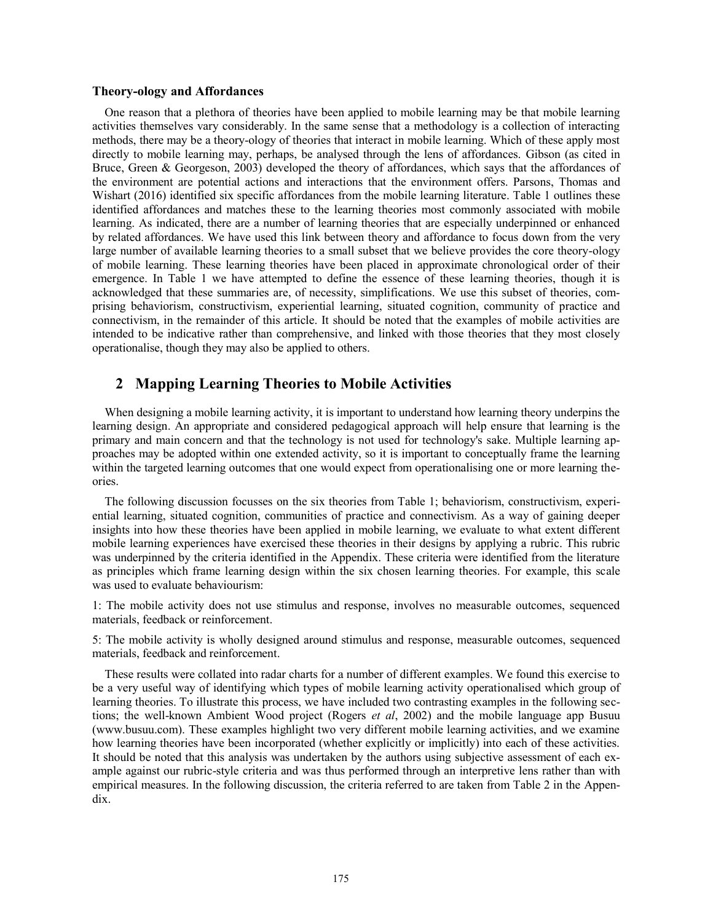### Theory-ology and Affordances

One reason that a plethora of theories have been applied to mobile learning may be that mobile learning activities themselves vary considerably. In the same sense that a methodology is a collection of interacting methods, there may be a theory-ology of theories that interact in mobile learning. Which of these apply most directly to mobile learning may, perhaps, be analysed through the lens of affordances. Gibson (as cited in Bruce, Green & Georgeson, 2003) developed the theory of affordances, which says that the affordances of the environment are potential actions and interactions that the environment offers. Parsons, Thomas and Wishart (2016) identified six specific affordances from the mobile learning literature. Table 1 outlines these identified affordances and matches these to the learning theories most commonly associated with mobile learning. As indicated, there are a number of learning theories that are especially underpinned or enhanced by related affordances. We have used this link between theory and affordance to focus down from the very large number of available learning theories to a small subset that we believe provides the core theory-ology of mobile learning. These learning theories have been placed in approximate chronological order of their emergence. In Table 1 we have attempted to define the essence of these learning theories, though it is acknowledged that these summaries are, of necessity, simplifications. We use this subset of theories, comprising behaviorism, constructivism, experiential learning, situated cognition, community of practice and connectivism, in the remainder of this article. It should be noted that the examples of mobile activities are intended to be indicative rather than comprehensive, and linked with those theories that they most closely operationalise, though they may also be applied to others.

## 2 Mapping Learning Theories to Mobile Activities

When designing a mobile learning activity, it is important to understand how learning theory underpins the learning design. An appropriate and considered pedagogical approach will help ensure that learning is the primary and main concern and that the technology is not used for technology's sake. Multiple learning approaches may be adopted within one extended activity, so it is important to conceptually frame the learning within the targeted learning outcomes that one would expect from operationalising one or more learning theories.

The following discussion focusses on the six theories from Table 1; behaviorism, constructivism, experiential learning, situated cognition, communities of practice and connectivism. As a way of gaining deeper insights into how these theories have been applied in mobile learning, we evaluate to what extent different mobile learning experiences have exercised these theories in their designs by applying a rubric. This rubric was underpinned by the criteria identified in the Appendix. These criteria were identified from the literature as principles which frame learning design within the six chosen learning theories. For example, this scale was used to evaluate behaviourism:

1: The mobile activity does not use stimulus and response, involves no measurable outcomes, sequenced materials, feedback or reinforcement.

5: The mobile activity is wholly designed around stimulus and response, measurable outcomes, sequenced materials, feedback and reinforcement.

These results were collated into radar charts for a number of different examples. We found this exercise to be a very useful way of identifying which types of mobile learning activity operationalised which group of learning theories. To illustrate this process, we have included two contrasting examples in the following sections; the well-known Ambient Wood project (Rogers *et al*, 2002) and the mobile language app Busuu (www.busuu.com). These examples highlight two very different mobile learning activities, and we examine how learning theories have been incorporated (whether explicitly or implicitly) into each of these activities. It should be noted that this analysis was undertaken by the authors using subjective assessment of each example against our rubric-style criteria and was thus performed through an interpretive lens rather than with empirical measures. In the following discussion, the criteria referred to are taken from Table 2 in the Appendix.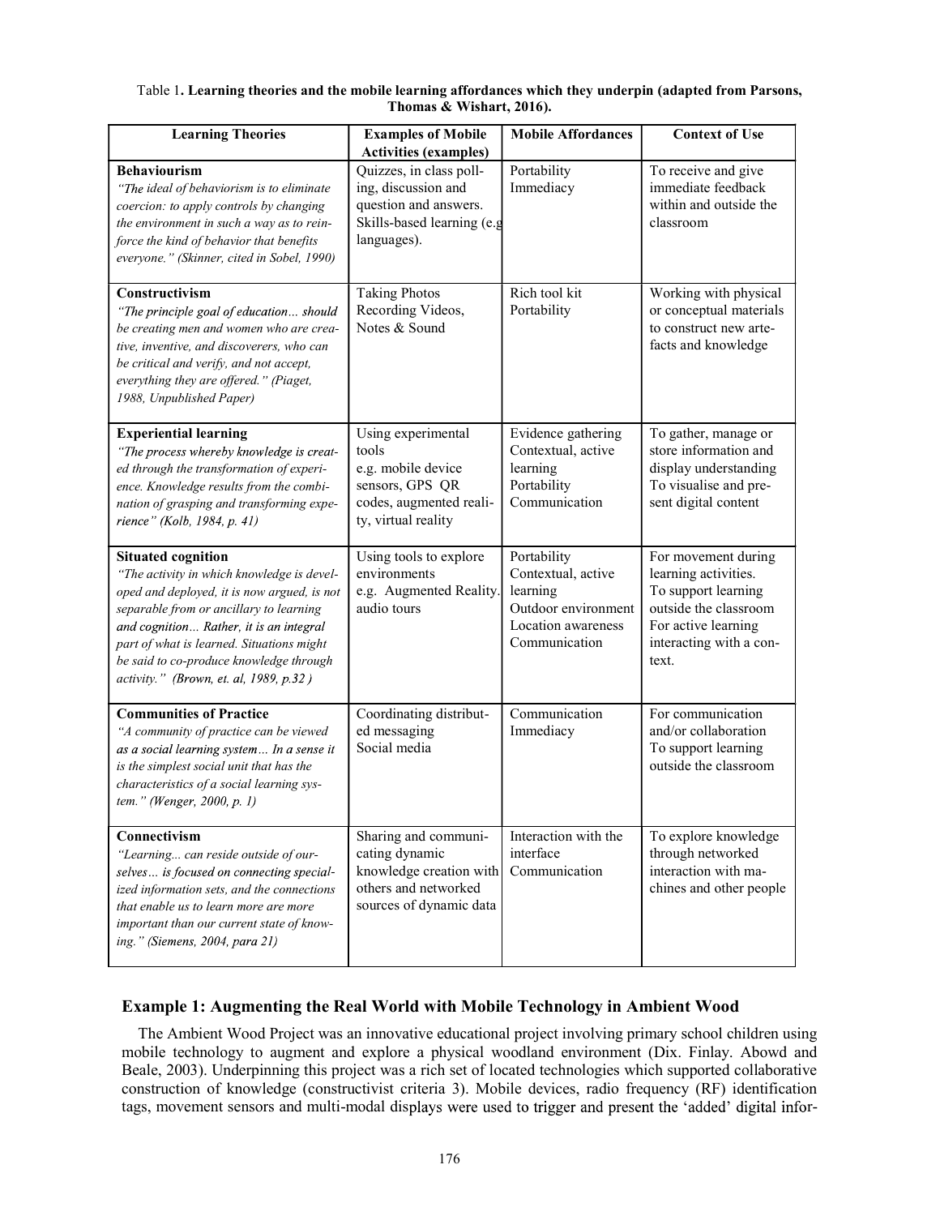Table 1**. Learning theories and the mobile learning affordances which they underpin (adapted from Parsons, Thomas & Wishart, 2016).**

| Learning Theories | Examples of Mobile Activities (examples) | Mobile Affordances | Context of Use |
|---|---|---|---|
| **Behaviourism**<br>*"The ideal of behaviorism is to eliminate coercion: to apply controls by changing the environment in such a way as to reinforce the kind of behavior that benefits everyone." (Skinner, cited in Sobel, 1990)* | Quizzes, in class polling, discussion and question and answers. Skills-based learning (e.g languages). | Portability<br>Immediacy | To receive and give immediate feedback within and outside the classroom |
| **Constructivism**<br>*"The principle goal of education... should be creating men and women who are creative, inventive, and discoverers, who can be critical and verify, and not accept, everything they are offered." (Piaget, 1988, Unpublished Paper)* | Taking Photos<br>Recording Videos, Notes & Sound | Rich tool kit<br>Portability | Working with physical or conceptual materials to construct new artefacts and knowledge |
| **Experiential learning**<br>*"The process whereby knowledge is created through the transformation of experience. Knowledge results from the combination of grasping and transforming experience" (Kolb, 1984, p. 41)* | Using experimental tools e.g. mobile device sensors, GPS QR codes, augmented reality, virtual reality | Evidence gathering<br>Contextual, active learning<br>Portability<br>Communication | To gather, manage or store information and display understanding<br>To visualise and present digital content |
| **Situated cognition**<br>*"The activity in which knowledge is developed and deployed, it is now argued, is not separable from or ancillary to learning and cognition... Rather, it is an integral part of what is learned. Situations might be said to co-produce knowledge through activity." (Brown, et. al, 1989, p.32 )* | Using tools to explore environments e.g. Augmented Reality. audio tours | Portability<br>Contextual, active learning<br>Outdoor environment<br>Location awareness<br>Communication | For movement during learning activities.<br>To support learning outside the classroom<br>For active learning interacting with a context. |
| **Communities of Practice**<br>*"A community of practice can be viewed as a social learning system... In a sense it is the simplest social unit that has the characteristics of a social learning system." (Wenger, 2000, p. 1)* | Coordinating distributed messaging<br>Social media | Communication<br>Immediacy | For communication and/or collaboration<br>To support learning outside the classroom |
| **Connectivism**<br>*"Learning... can reside outside of ourselves... is focused on connecting specialized information sets, and the connections that enable us to learn more are more important than our current state of knowing." (Siemens, 2004, para 21)* | Sharing and communicating dynamic knowledge creation with others and networked sources of dynamic data | Interaction with the interface<br>Communication | To explore knowledge through networked interaction with machines and other people |

## Example 1: Augmenting the Real World with Mobile Technology in Ambient Wood

The Ambient Wood Project was an innovative educational project involving primary school children using mobile technology to augment and explore a physical woodland environment (Dix. Finlay. Abowd and Beale, 2003). Underpinning this project was a rich set of located technologies which supported collaborative construction of knowledge (constructivist criteria 3). Mobile devices, radio frequency (RF) identification tags, movement sensors and multi-modal displays were used to trigger and present the 'added' digital infor-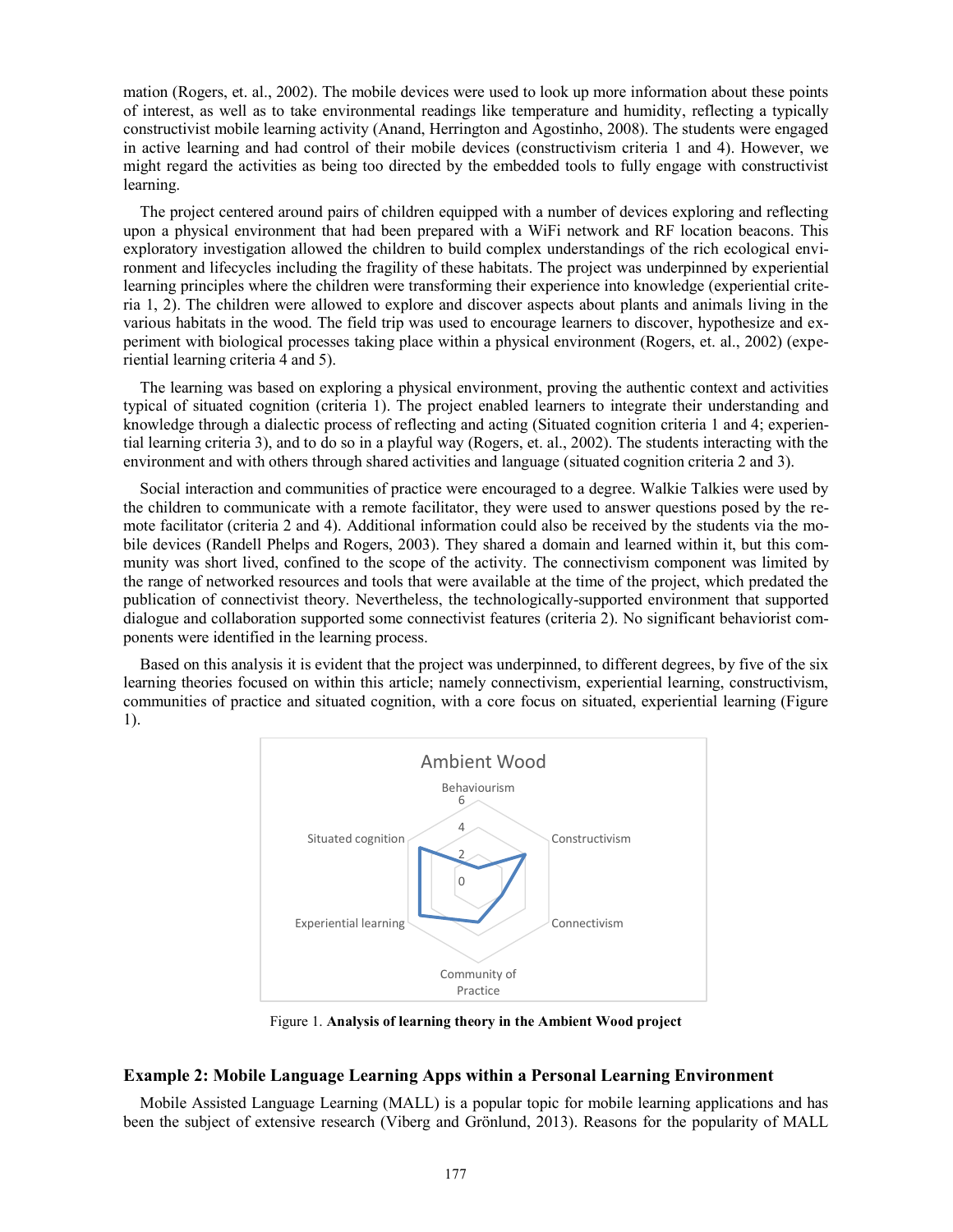mation (Rogers, et. al., 2002). The mobile devices were used to look up more information about these points of interest, as well as to take environmental readings like temperature and humidity, reflecting a typically constructivist mobile learning activity (Anand, Herrington and Agostinho, 2008). The students were engaged in active learning and had control of their mobile devices (constructivism criteria 1 and 4). However, we might regard the activities as being too directed by the embedded tools to fully engage with constructivist learning.

The project centered around pairs of children equipped with a number of devices exploring and reflecting upon a physical environment that had been prepared with a WiFi network and RF location beacons. This exploratory investigation allowed the children to build complex understandings of the rich ecological environment and lifecycles including the fragility of these habitats. The project was underpinned by experiential learning principles where the children were transforming their experience into knowledge (experiential criteria 1, 2). The children were allowed to explore and discover aspects about plants and animals living in the various habitats in the wood. The field trip was used to encourage learners to discover, hypothesize and experiment with biological processes taking place within a physical environment (Rogers, et. al., 2002) (experiential learning criteria 4 and 5).

The learning was based on exploring a physical environment, proving the authentic context and activities typical of situated cognition (criteria 1). The project enabled learners to integrate their understanding and knowledge through a dialectic process of reflecting and acting (Situated cognition criteria 1 and 4; experiential learning criteria 3), and to do so in a playful way (Rogers, et. al., 2002). The students interacting with the environment and with others through shared activities and language (situated cognition criteria 2 and 3).

Social interaction and communities of practice were encouraged to a degree. Walkie Talkies were used by the children to communicate with a remote facilitator, they were used to answer questions posed by the remote facilitator (criteria 2 and 4). Additional information could also be received by the students via the mobile devices (Randell Phelps and Rogers, 2003). They shared a domain and learned within it, but this community was short lived, confined to the scope of the activity. The connectivism component was limited by the range of networked resources and tools that were available at the time of the project, which predated the publication of connectivist theory. Nevertheless, the technologically-supported environment that supported dialogue and collaboration supported some connectivist features (criteria 2). No significant behaviorist components were identified in the learning process.

Based on this analysis it is evident that the project was underpinned, to different degrees, by five of the six learning theories focused on within this article; namely connectivism, experiential learning, constructivism, communities of practice and situated cognition, with a core focus on situated, experiential learning (Figure 1).

Figure 1. **Analysis of learning theory in the Ambient Wood project**

### Example 2: Mobile Language Learning Apps within a Personal Learning Environment

Mobile Assisted Language Learning (MALL) is a popular topic for mobile learning applications and has been the subject of extensive research (Viberg and Grönlund, 2013). Reasons for the popularity of MALL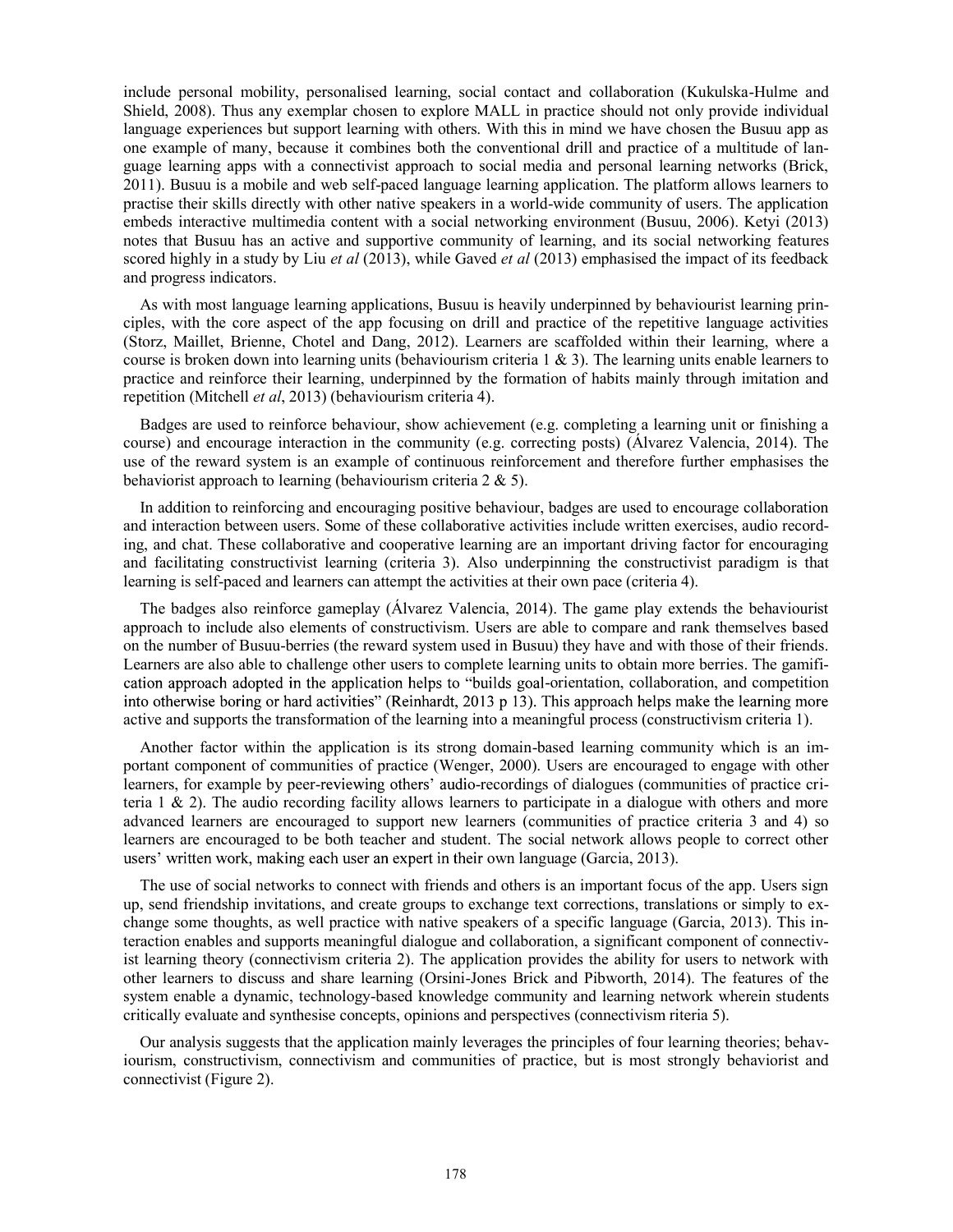include personal mobility, personalised learning, social contact and collaboration (Kukulska-Hulme and Shield, 2008). Thus any exemplar chosen to explore MALL in practice should not only provide individual language experiences but support learning with others. With this in mind we have chosen the Busuu app as one example of many, because it combines both the conventional drill and practice of a multitude of language learning apps with a connectivist approach to social media and personal learning networks (Brick, 2011). Busuu is a mobile and web self-paced language learning application. The platform allows learners to practise their skills directly with other native speakers in a world-wide community of users. The application embeds interactive multimedia content with a social networking environment (Busuu, 2006). Ketyi (2013) notes that Busuu has an active and supportive community of learning, and its social networking features scored highly in a study by Liu *et al* (2013), while Gaved *et al* (2013) emphasised the impact of its feedback and progress indicators.

As with most language learning applications, Busuu is heavily underpinned by behaviourist learning principles, with the core aspect of the app focusing on drill and practice of the repetitive language activities (Storz, Maillet, Brienne, Chotel and Dang, 2012). Learners are scaffolded within their learning, where a course is broken down into learning units (behaviourism criteria 1 & 3). The learning units enable learners to practice and reinforce their learning, underpinned by the formation of habits mainly through imitation and repetition (Mitchell *et al*, 2013) (behaviourism criteria 4).

Badges are used to reinforce behaviour, show achievement (e.g. completing a learning unit or finishing a course) and encourage interaction in the community (e.g. correcting posts) (Álvarez Valencia, 2014). The use of the reward system is an example of continuous reinforcement and therefore further emphasises the behaviorist approach to learning (behaviourism criteria 2 & 5).

In addition to reinforcing and encouraging positive behaviour, badges are used to encourage collaboration and interaction between users. Some of these collaborative activities include written exercises, audio recording, and chat. These collaborative and cooperative learning are an important driving factor for encouraging and facilitating constructivist learning (criteria 3). Also underpinning the constructivist paradigm is that learning is self-paced and learners can attempt the activities at their own pace (criteria 4).

The badges also reinforce gameplay (Álvarez Valencia, 2014). The game play extends the behaviourist approach to include also elements of constructivism. Users are able to compare and rank themselves based on the number of Busuu-berries (the reward system used in Busuu) they have and with those of their friends. Learners are also able to challenge other users to complete learning units to obtain more berries. The gamification approach adopted in the application helps to "builds goal-orientation, collaboration, and competition into otherwise boring or hard activities" (Reinhardt, 2013 p 13). This approach helps make the learning more active and supports the transformation of the learning into a meaningful process (constructivism criteria 1).

Another factor within the application is its strong domain-based learning community which is an important component of communities of practice (Wenger, 2000). Users are encouraged to engage with other learners, for example by peer-reviewing others' audio-recordings of dialogues (communities of practice criteria 1 & 2). The audio recording facility allows learners to participate in a dialogue with others and more advanced learners are encouraged to support new learners (communities of practice criteria 3 and 4) so learners are encouraged to be both teacher and student. The social network allows people to correct other users' written work, making each user an expert in their own language (Garcia, 2013).

The use of social networks to connect with friends and others is an important focus of the app. Users sign up, send friendship invitations, and create groups to exchange text corrections, translations or simply to exchange some thoughts, as well practice with native speakers of a specific language (Garcia, 2013). This interaction enables and supports meaningful dialogue and collaboration, a significant component of connectivist learning theory (connectivism criteria 2). The application provides the ability for users to network with other learners to discuss and share learning (Orsini-Jones Brick and Pibworth, 2014). The features of the system enable a dynamic, technology-based knowledge community and learning network wherein students critically evaluate and synthesise concepts, opinions and perspectives (connectivism riteria 5).

Our analysis suggests that the application mainly leverages the principles of four learning theories; behaviourism, constructivism, connectivism and communities of practice, but is most strongly behaviorist and connectivist (Figure 2).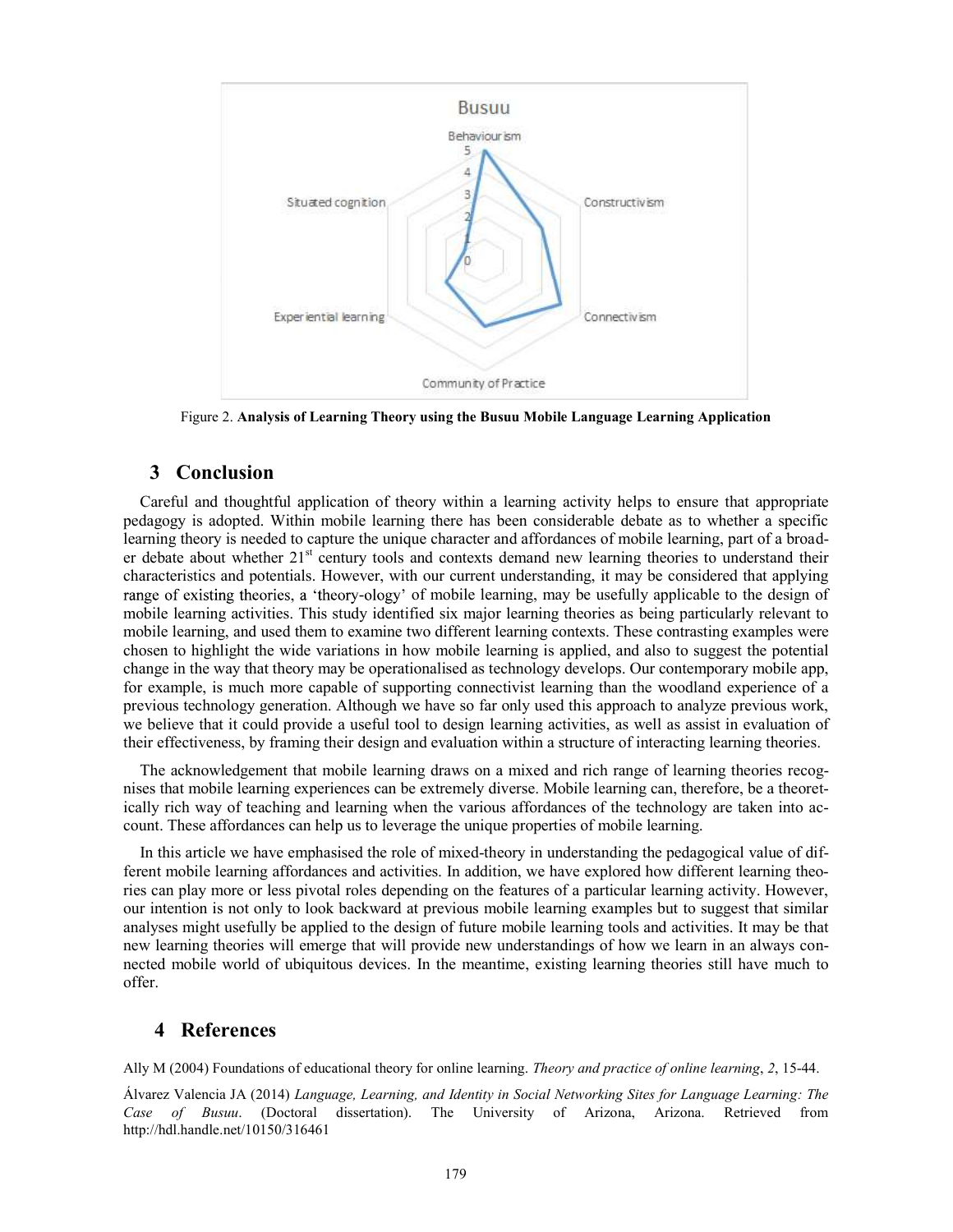Figure 2. **Analysis of Learning Theory using the Busuu Mobile Language Learning Application**

## 3 Conclusion

Careful and thoughtful application of theory within a learning activity helps to ensure that appropriate pedagogy is adopted. Within mobile learning there has been considerable debate as to whether a specific learning theory is needed to capture the unique character and affordances of mobile learning, part of a broader debate about whether 21st century tools and contexts demand new learning theories to understand their characteristics and potentials. However, with our current understanding, it may be considered that applying range of existing theories, a 'theory-ology' of mobile learning, may be usefully applicable to the design of mobile learning activities. This study identified six major learning theories as being particularly relevant to mobile learning, and used them to examine two different learning contexts. These contrasting examples were chosen to highlight the wide variations in how mobile learning is applied, and also to suggest the potential change in the way that theory may be operationalised as technology develops. Our contemporary mobile app, for example, is much more capable of supporting connectivist learning than the woodland experience of a previous technology generation. Although we have so far only used this approach to analyze previous work, we believe that it could provide a useful tool to design learning activities, as well as assist in evaluation of their effectiveness, by framing their design and evaluation within a structure of interacting learning theories.

The acknowledgement that mobile learning draws on a mixed and rich range of learning theories recognises that mobile learning experiences can be extremely diverse. Mobile learning can, therefore, be a theoretically rich way of teaching and learning when the various affordances of the technology are taken into account. These affordances can help us to leverage the unique properties of mobile learning.

In this article we have emphasised the role of mixed-theory in understanding the pedagogical value of different mobile learning affordances and activities. In addition, we have explored how different learning theories can play more or less pivotal roles depending on the features of a particular learning activity. However, our intention is not only to look backward at previous mobile learning examples but to suggest that similar analyses might usefully be applied to the design of future mobile learning tools and activities. It may be that new learning theories will emerge that will provide new understandings of how we learn in an always connected mobile world of ubiquitous devices. In the meantime, existing learning theories still have much to offer.

## 4 References

Ally M (2004) Foundations of educational theory for online learning. *Theory and practice of online learning*, *2*, 15-44.

Álvarez Valencia JA (2014) *Language, Learning, and Identity in Social Networking Sites for Language Learning: The Case of Busuu*. (Doctoral dissertation). The University of Arizona, Arizona. Retrieved from http://hdl.handle.net/10150/316461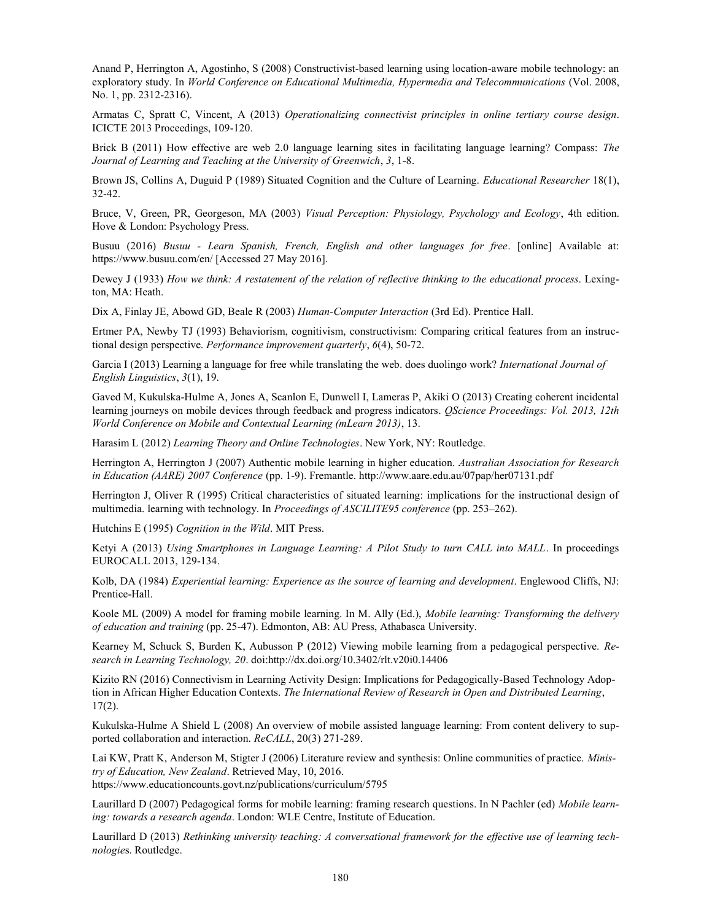Anand P, Herrington A, Agostinho, S (2008) Constructivist-based learning using location-aware mobile technology: an exploratory study. In *World Conference on Educational Multimedia, Hypermedia and Telecommunications* (Vol. 2008, No. 1, pp. 2312-2316).

Armatas C, Spratt C, Vincent, A (2013) *Operationalizing connectivist principles in online tertiary course design*. ICICTE 2013 Proceedings, 109-120.

Brick B (2011) How effective are web 2.0 language learning sites in facilitating language learning? Compass: *The Journal of Learning and Teaching at the University of Greenwich*, *3*, 1-8.

Brown JS, Collins A, Duguid P (1989) Situated Cognition and the Culture of Learning. *Educational Researcher* 18(1), 32-42.

Bruce, V, Green, PR, Georgeson, MA (2003) *Visual Perception: Physiology, Psychology and Ecology*, 4th edition. Hove & London: Psychology Press.

Busuu (2016) *Busuu - Learn Spanish, French, English and other languages for free*. [online] Available at: https://www.busuu.com/en/ [Accessed 27 May 2016].

Dewey J (1933) *How we think: A restatement of the relation of reflective thinking to the educational process*. Lexington, MA: Heath.

Dix A, Finlay JE, Abowd GD, Beale R (2003) *Human-Computer Interaction* (3rd Ed). Prentice Hall.

Ertmer PA, Newby TJ (1993) Behaviorism, cognitivism, constructivism: Comparing critical features from an instructional design perspective. *Performance improvement quarterly*, *6*(4), 50-72.

Garcia I (2013) Learning a language for free while translating the web. does duolingo work? *International Journal of English Linguistics*, *3*(1), 19.

Gaved M, Kukulska-Hulme A, Jones A, Scanlon E, Dunwell I, Lameras P, Akiki O (2013) Creating coherent incidental learning journeys on mobile devices through feedback and progress indicators. *QScience Proceedings: Vol. 2013, 12th World Conference on Mobile and Contextual Learning (mLearn 2013)*, 13.

Harasim L (2012) *Learning Theory and Online Technologies*. New York, NY: Routledge.

Herrington A, Herrington J (2007) Authentic mobile learning in higher education. *Australian Association for Research in Education (AARE) 2007 Conference* (pp. 1-9). Fremantle. http://www.aare.edu.au/07pap/her07131.pdf

Herrington J, Oliver R (1995) Critical characteristics of situated learning: implications for the instructional design of multimedia. learning with technology. In *Proceedings of ASCILITE95 conference* (pp. 253–262).

Hutchins E (1995) *Cognition in the Wild*. MIT Press.

Ketyi A (2013) *Using Smartphones in Language Learning: A Pilot Study to turn CALL into MALL*. In proceedings EUROCALL 2013, 129-134.

Kolb, DA (1984) *Experiential learning: Experience as the source of learning and development*. Englewood Cliffs, NJ: Prentice-Hall.

Koole ML (2009) A model for framing mobile learning. In M. Ally (Ed.), *Mobile learning: Transforming the delivery of education and training* (pp. 25-47). Edmonton, AB: AU Press, Athabasca University.

Kearney M, Schuck S, Burden K, Aubusson P (2012) Viewing mobile learning from a pedagogical perspective. *Research in Learning Technology, 20*. doi:http://dx.doi.org/10.3402/rlt.v20i0.14406

Kizito RN (2016) Connectivism in Learning Activity Design: Implications for Pedagogically-Based Technology Adoption in African Higher Education Contexts. *The International Review of Research in Open and Distributed Learning*, 17(2).

Kukulska-Hulme A Shield L (2008) An overview of mobile assisted language learning: From content delivery to supported collaboration and interaction. *ReCALL*, 20(3) 271-289.

Lai KW, Pratt K, Anderson M, Stigter J (2006) Literature review and synthesis: Online communities of practice. *Ministry of Education, New Zealand*. Retrieved May, 10, 2016. https://www.educationcounts.govt.nz/publications/curriculum/5795

Laurillard D (2007) Pedagogical forms for mobile learning: framing research questions. In N Pachler (ed) *Mobile learning: towards a research agenda*. London: WLE Centre, Institute of Education.

Laurillard D (2013) *Rethinking university teaching: A conversational framework for the effective use of learning technologies*. Routledge.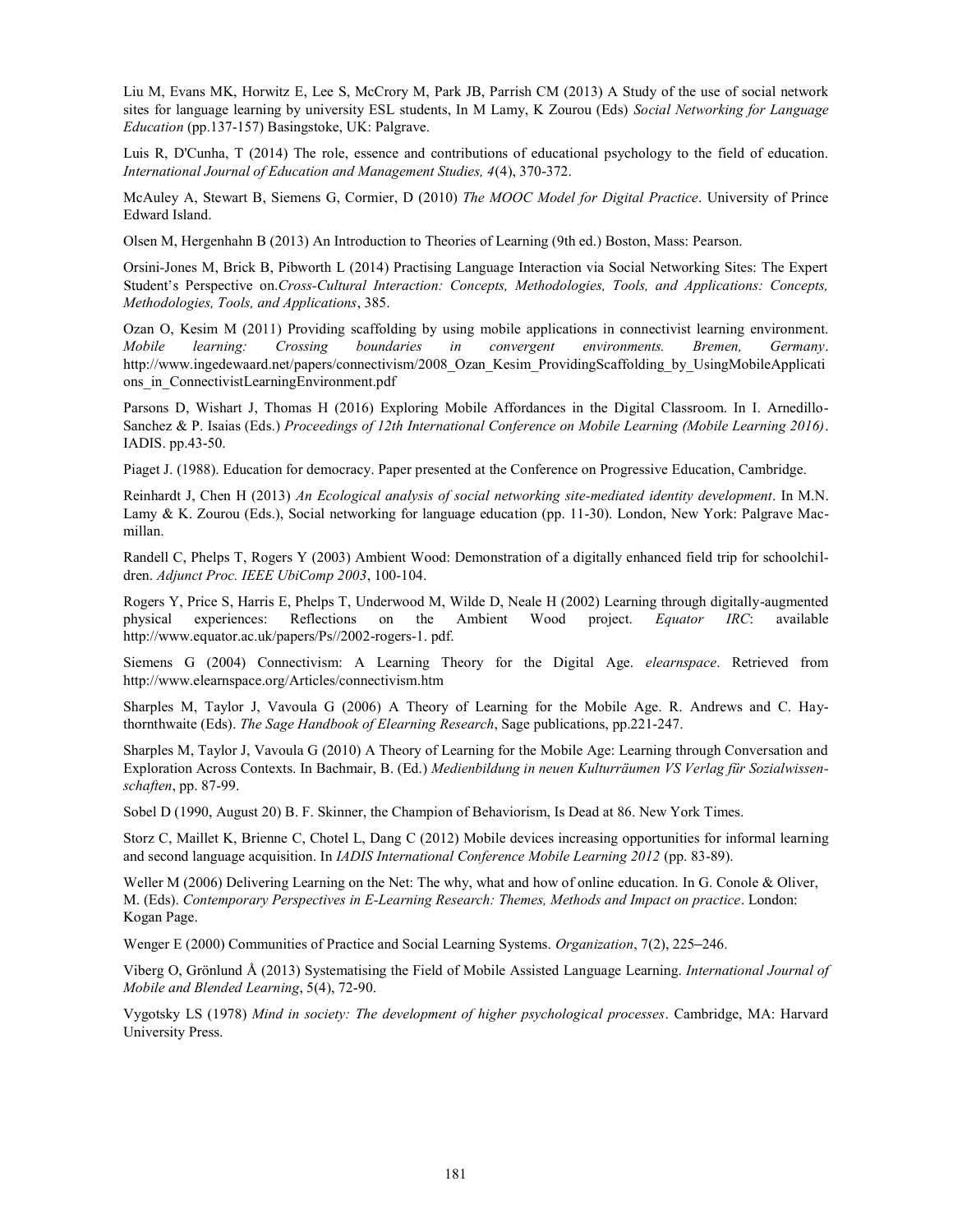Liu M, Evans MK, Horwitz E, Lee S, McCrory M, Park JB, Parrish CM (2013) A Study of the use of social network sites for language learning by university ESL students, In M Lamy, K Zourou (Eds) *Social Networking for Language Education* (pp.137-157) Basingstoke, UK: Palgrave.

Luis R, D'Cunha, T (2014) The role, essence and contributions of educational psychology to the field of education. *International Journal of Education and Management Studies, 4*(4), 370-372.

McAuley A, Stewart B, Siemens G, Cormier, D (2010) *The MOOC Model for Digital Practice*. University of Prince Edward Island.

Olsen M, Hergenhahn B (2013) An Introduction to Theories of Learning (9th ed.) Boston, Mass: Pearson.

Orsini-Jones M, Brick B, Pibworth L (2014) Practising Language Interaction via Social Networking Sites: The Expert Student's Perspective on.*Cross-Cultural Interaction: Concepts, Methodologies, Tools, and Applications: Concepts, Methodologies, Tools, and Applications*, 385.

Ozan O, Kesim M (2011) Providing scaffolding by using mobile applications in connectivist learning environment. *Mobile learning: Crossing boundaries in convergent environments. Bremen, Germany*. http://www.ingedewaard.net/papers/connectivism/2008_Ozan_Kesim_ProvidingScaffolding_by_UsingMobileApplications_in_ConnectivistLearningEnvironment.pdf

Parsons D, Wishart J, Thomas H (2016) Exploring Mobile Affordances in the Digital Classroom. In I. Arnedillo-Sanchez & P. Isaias (Eds.) *Proceedings of 12th International Conference on Mobile Learning (Mobile Learning 2016)*. IADIS. pp.43-50.

Piaget J. (1988). Education for democracy. Paper presented at the Conference on Progressive Education, Cambridge.

Reinhardt J, Chen H (2013) *An Ecological analysis of social networking site-mediated identity development*. In M.N. Lamy & K. Zourou (Eds.), Social networking for language education (pp. 11-30). London, New York: Palgrave Macmillan.

Randell C, Phelps T, Rogers Y (2003) Ambient Wood: Demonstration of a digitally enhanced field trip for schoolchildren. *Adjunct Proc. IEEE UbiComp 2003*, 100-104.

Rogers Y, Price S, Harris E, Phelps T, Underwood M, Wilde D, Neale H (2002) Learning through digitally-augmented physical experiences: Reflections on the Ambient Wood project. *Equator IRC*: available http://www.equator.ac.uk/papers/Ps//2002-rogers-1. pdf.

Siemens G (2004) Connectivism: A Learning Theory for the Digital Age. *elearnspace*. Retrieved from http://www.elearnspace.org/Articles/connectivism.htm

Sharples M, Taylor J, Vavoula G (2006) A Theory of Learning for the Mobile Age. R. Andrews and C. Haythornthwaite (Eds). *The Sage Handbook of Elearning Research*, Sage publications, pp.221-247.

Sharples M, Taylor J, Vavoula G (2010) A Theory of Learning for the Mobile Age: Learning through Conversation and Exploration Across Contexts. In Bachmair, B. (Ed.) *Medienbildung in neuen Kulturräumen VS Verlag für Sozialwissenschaften*, pp. 87-99.

Sobel D (1990, August 20) B. F. Skinner, the Champion of Behaviorism, Is Dead at 86. New York Times.

Storz C, Maillet K, Brienne C, Chotel L, Dang C (2012) Mobile devices increasing opportunities for informal learning and second language acquisition. In *IADIS International Conference Mobile Learning 2012* (pp. 83-89).

Weller M (2006) Delivering Learning on the Net: The why, what and how of online education. In G. Conole & Oliver, M. (Eds). *Contemporary Perspectives in E-Learning Research: Themes, Methods and Impact on practice*. London: Kogan Page.

Wenger E (2000) Communities of Practice and Social Learning Systems. *Organization*, 7(2), 225–246.

Viberg O, Grönlund Å (2013) Systematising the Field of Mobile Assisted Language Learning. *International Journal of Mobile and Blended Learning*, 5(4), 72-90.

Vygotsky LS (1978) *Mind in society: The development of higher psychological processes*. Cambridge, MA: Harvard University Press.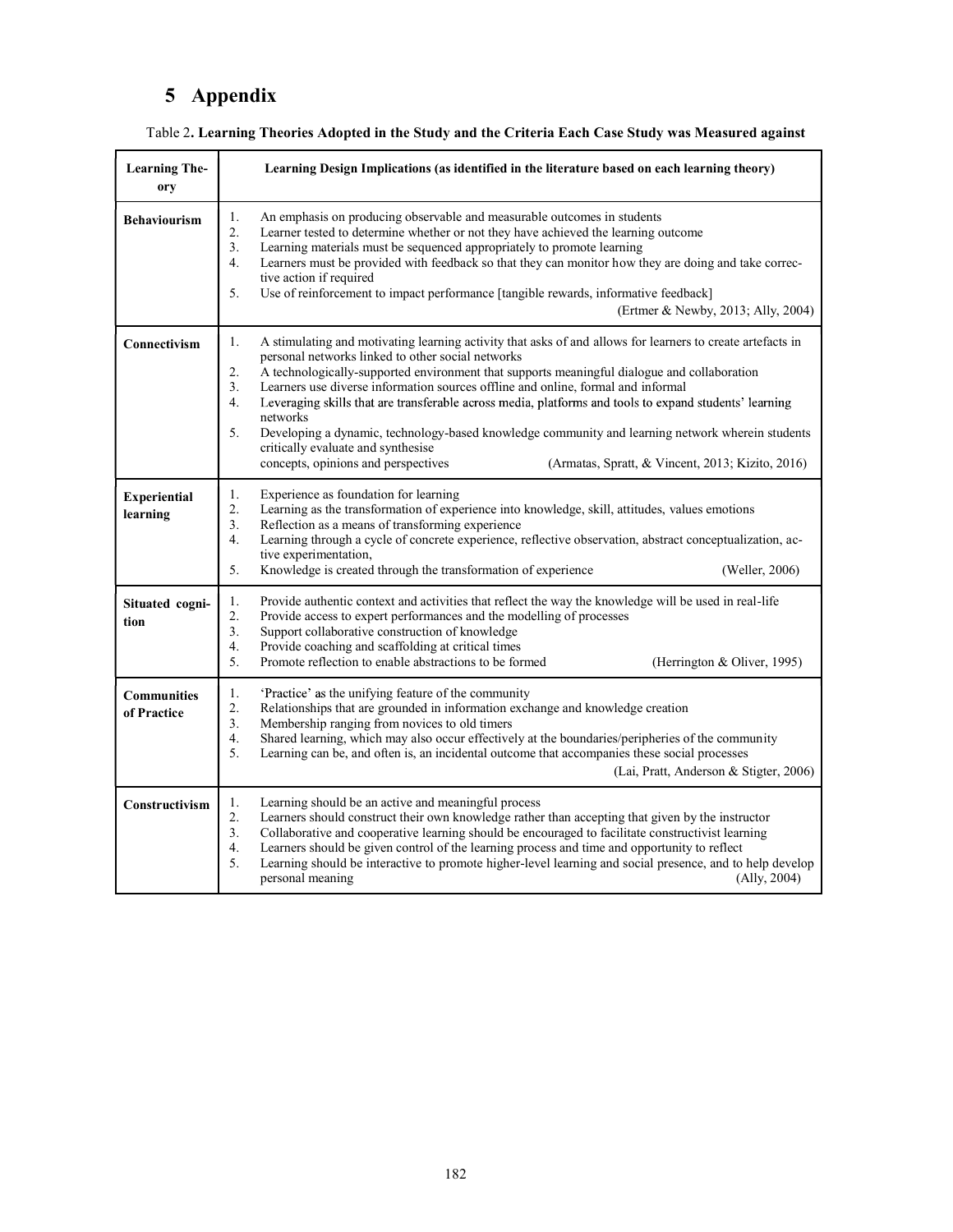# 5 Appendix

Table 2. **Learning Theories Adopted in the Study and the Criteria Each Case Study was Measured against**

| Learning Theory | Learning Design Implications (as identified in the literature based on each learning theory) |
|---|---|
| **Behaviourism** | 1. An emphasis on producing observable and measurable outcomes in students<br>2. Learner tested to determine whether or not they have achieved the learning outcome<br>3. Learning materials must be sequenced appropriately to promote learning<br>4. Learners must be provided with feedback so that they can monitor how they are doing and take corrective action if required<br>5. Use of reinforcement to impact performance [tangible rewards, informative feedback]<br>(Ertmer & Newby, 2013; Ally, 2004) |
| **Connectivism** | 1. A stimulating and motivating learning activity that asks of and allows for learners to create artefacts in personal networks linked to other social networks<br>2. A technologically-supported environment that supports meaningful dialogue and collaboration<br>3. Learners use diverse information sources offline and online, formal and informal<br>4. Leveraging skills that are transferable across media, platforms and tools to expand students' learning networks<br>5. Developing a dynamic, technology-based knowledge community and learning network wherein students critically evaluate and synthesise concepts, opinions and perspectives<br>(Armatas, Spratt, & Vincent, 2013; Kizito, 2016) |
| **Experiential learning** | 1. Experience as foundation for learning<br>2. Learning as the transformation of experience into knowledge, skill, attitudes, values emotions<br>3. Reflection as a means of transforming experience<br>4. Learning through a cycle of concrete experience, reflective observation, abstract conceptualization, active experimentation,<br>5. Knowledge is created through the transformation of experience<br>(Weller, 2006) |
| **Situated cognition** | 1. Provide authentic context and activities that reflect the way the knowledge will be used in real-life<br>2. Provide access to expert performances and the modelling of processes<br>3. Support collaborative construction of knowledge<br>4. Provide coaching and scaffolding at critical times<br>5. Promote reflection to enable abstractions to be formed<br>(Herrington & Oliver, 1995) |
| **Communities of Practice** | 1. 'Practice' as the unifying feature of the community<br>2. Relationships that are grounded in information exchange and knowledge creation<br>3. Membership ranging from novices to old timers<br>4. Shared learning, which may also occur effectively at the boundaries/peripheries of the community<br>5. Learning can be, and often is, an incidental outcome that accompanies these social processes<br>(Lai, Pratt, Anderson & Stigter, 2006) |
| **Constructivism** | 1. Learning should be an active and meaningful process<br>2. Learners should construct their own knowledge rather than accepting that given by the instructor<br>3. Collaborative and cooperative learning should be encouraged to facilitate constructivist learning<br>4. Learners should be given control of the learning process and time and opportunity to reflect<br>5. Learning should be interactive to promote higher-level learning and social presence, and to help develop personal meaning<br>(Ally, 2004) |